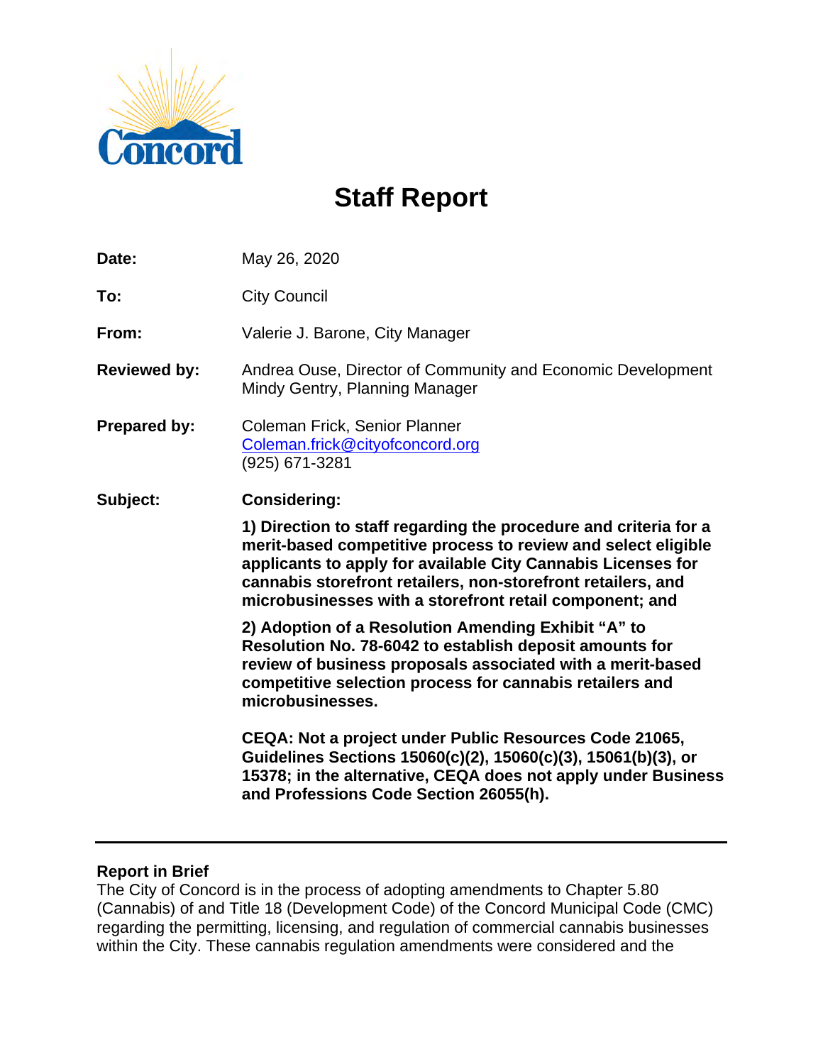# Staff Report

| | |
|---|---|
| **Date:** | May 26, 2020 |
| **To:** | City Council |
| **From:** | Valerie J. Barone, City Manager |
| **Reviewed by:** | Andrea Ouse, Director of Community and Economic Development<br>Mindy Gentry, Planning Manager |
| **Prepared by:** | Coleman Frick, Senior Planner<br>Coleman.frick@cityofconcord.org<br>(925) 671-3281 |
| **Subject:** | **Considering:** |

**1) Direction to staff regarding the procedure and criteria for a merit-based competitive process to review and select eligible applicants to apply for available City Cannabis Licenses for cannabis storefront retailers, non-storefront retailers, and microbusinesses with a storefront retail component; and**

**2) Adoption of a Resolution Amending Exhibit "A" to Resolution No. 78-6042 to establish deposit amounts for review of business proposals associated with a merit-based competitive selection process for cannabis retailers and microbusinesses.**

**CEQA: Not a project under Public Resources Code 21065, Guidelines Sections 15060(c)(2), 15060(c)(3), 15061(b)(3), or 15378; in the alternative, CEQA does not apply under Business and Professions Code Section 26055(h).**

---

## Report in Brief

The City of Concord is in the process of adopting amendments to Chapter 5.80 (Cannabis) of and Title 18 (Development Code) of the Concord Municipal Code (CMC) regarding the permitting, licensing, and regulation of commercial cannabis businesses within the City. These cannabis regulation amendments were considered and the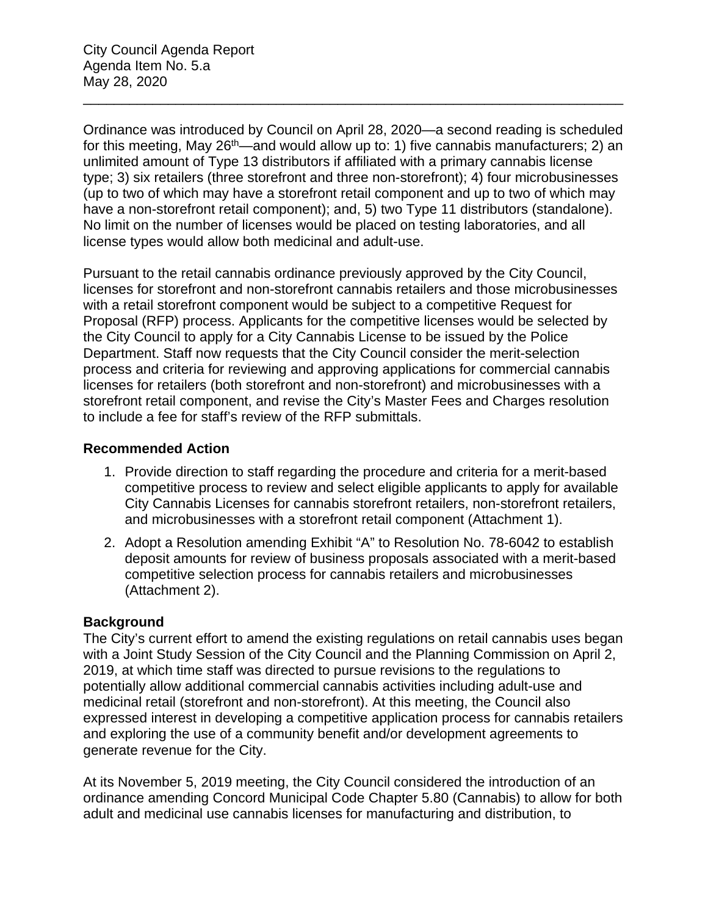Ordinance was introduced by Council on April 28, 2020—a second reading is scheduled for this meeting, May 26th—and would allow up to: 1) five cannabis manufacturers; 2) an unlimited amount of Type 13 distributors if affiliated with a primary cannabis license type; 3) six retailers (three storefront and three non-storefront); 4) four microbusinesses (up to two of which may have a storefront retail component and up to two of which may have a non-storefront retail component); and, 5) two Type 11 distributors (standalone). No limit on the number of licenses would be placed on testing laboratories, and all license types would allow both medicinal and adult-use.

Pursuant to the retail cannabis ordinance previously approved by the City Council, licenses for storefront and non-storefront cannabis retailers and those microbusinesses with a retail storefront component would be subject to a competitive Request for Proposal (RFP) process. Applicants for the competitive licenses would be selected by the City Council to apply for a City Cannabis License to be issued by the Police Department. Staff now requests that the City Council consider the merit-selection process and criteria for reviewing and approving applications for commercial cannabis licenses for retailers (both storefront and non-storefront) and microbusinesses with a storefront retail component, and revise the City's Master Fees and Charges resolution to include a fee for staff's review of the RFP submittals.

**Recommended Action**

1. Provide direction to staff regarding the procedure and criteria for a merit-based competitive process to review and select eligible applicants to apply for available City Cannabis Licenses for cannabis storefront retailers, non-storefront retailers, and microbusinesses with a storefront retail component (Attachment 1).
2. Adopt a Resolution amending Exhibit "A" to Resolution No. 78-6042 to establish deposit amounts for review of business proposals associated with a merit-based competitive selection process for cannabis retailers and microbusinesses (Attachment 2).

**Background**

The City's current effort to amend the existing regulations on retail cannabis uses began with a Joint Study Session of the City Council and the Planning Commission on April 2, 2019, at which time staff was directed to pursue revisions to the regulations to potentially allow additional commercial cannabis activities including adult-use and medicinal retail (storefront and non-storefront). At this meeting, the Council also expressed interest in developing a competitive application process for cannabis retailers and exploring the use of a community benefit and/or development agreements to generate revenue for the City.

At its November 5, 2019 meeting, the City Council considered the introduction of an ordinance amending Concord Municipal Code Chapter 5.80 (Cannabis) to allow for both adult and medicinal use cannabis licenses for manufacturing and distribution, to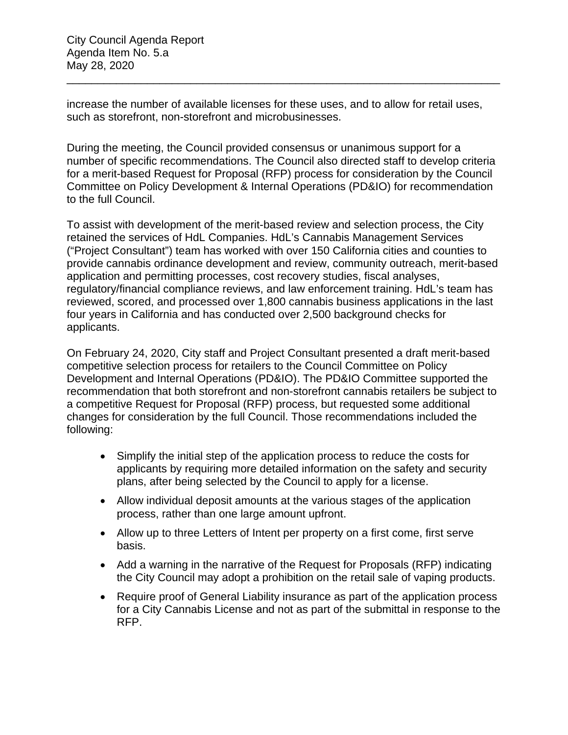increase the number of available licenses for these uses, and to allow for retail uses, such as storefront, non-storefront and microbusinesses.

During the meeting, the Council provided consensus or unanimous support for a number of specific recommendations. The Council also directed staff to develop criteria for a merit-based Request for Proposal (RFP) process for consideration by the Council Committee on Policy Development & Internal Operations (PD&IO) for recommendation to the full Council.

To assist with development of the merit-based review and selection process, the City retained the services of HdL Companies. HdL's Cannabis Management Services ("Project Consultant") team has worked with over 150 California cities and counties to provide cannabis ordinance development and review, community outreach, merit-based application and permitting processes, cost recovery studies, fiscal analyses, regulatory/financial compliance reviews, and law enforcement training. HdL's team has reviewed, scored, and processed over 1,800 cannabis business applications in the last four years in California and has conducted over 2,500 background checks for applicants.

On February 24, 2020, City staff and Project Consultant presented a draft merit-based competitive selection process for retailers to the Council Committee on Policy Development and Internal Operations (PD&IO). The PD&IO Committee supported the recommendation that both storefront and non-storefront cannabis retailers be subject to a competitive Request for Proposal (RFP) process, but requested some additional changes for consideration by the full Council. Those recommendations included the following:

- Simplify the initial step of the application process to reduce the costs for applicants by requiring more detailed information on the safety and security plans, after being selected by the Council to apply for a license.
- Allow individual deposit amounts at the various stages of the application process, rather than one large amount upfront.
- Allow up to three Letters of Intent per property on a first come, first serve basis.
- Add a warning in the narrative of the Request for Proposals (RFP) indicating the City Council may adopt a prohibition on the retail sale of vaping products.
- Require proof of General Liability insurance as part of the application process for a City Cannabis License and not as part of the submittal in response to the RFP.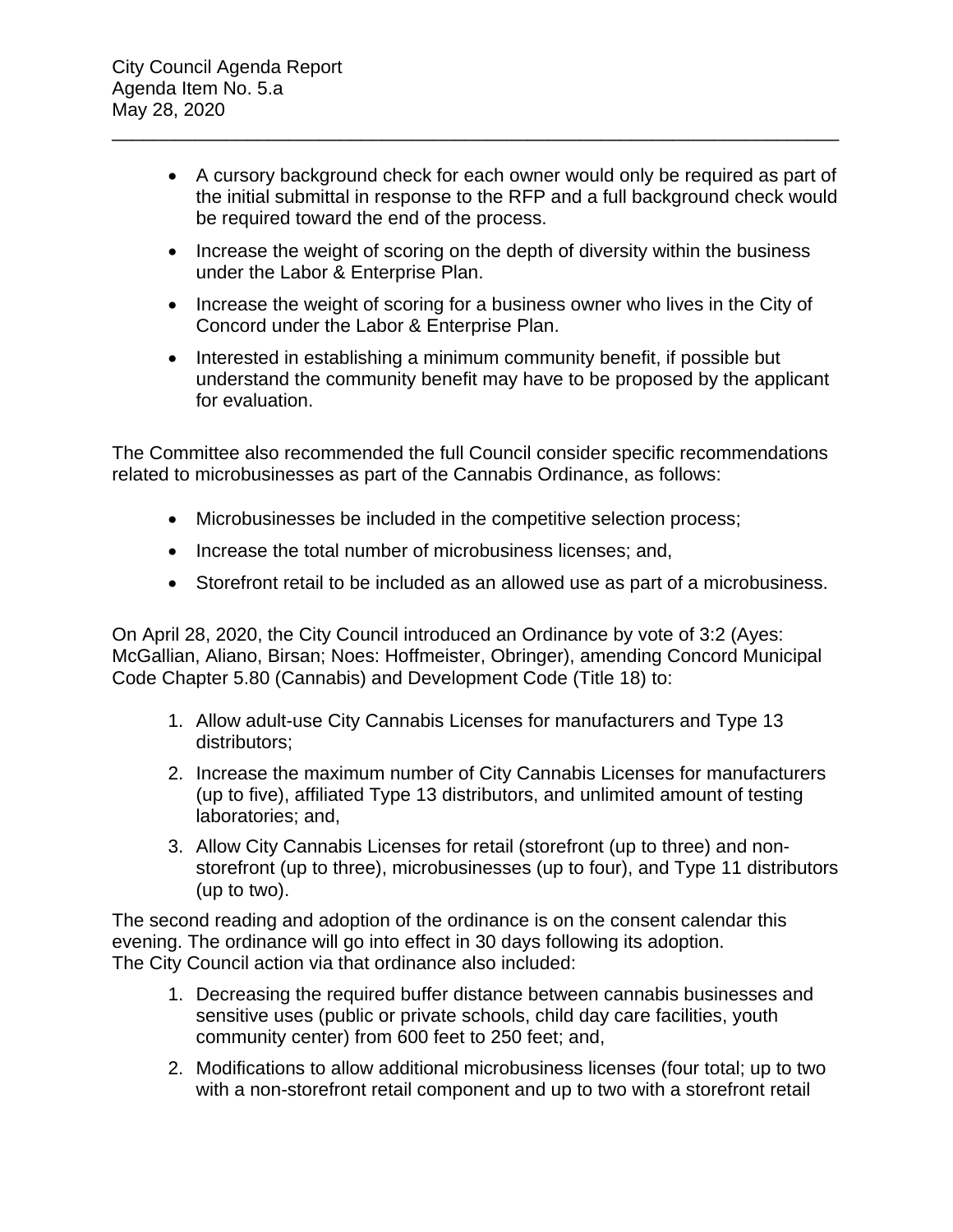- A cursory background check for each owner would only be required as part of the initial submittal in response to the RFP and a full background check would be required toward the end of the process.
- Increase the weight of scoring on the depth of diversity within the business under the Labor & Enterprise Plan.
- Increase the weight of scoring for a business owner who lives in the City of Concord under the Labor & Enterprise Plan.
- Interested in establishing a minimum community benefit, if possible but understand the community benefit may have to be proposed by the applicant for evaluation.

The Committee also recommended the full Council consider specific recommendations related to microbusinesses as part of the Cannabis Ordinance, as follows:

- Microbusinesses be included in the competitive selection process;
- Increase the total number of microbusiness licenses; and,
- Storefront retail to be included as an allowed use as part of a microbusiness.

On April 28, 2020, the City Council introduced an Ordinance by vote of 3:2 (Ayes: McGallian, Aliano, Birsan; Noes: Hoffmeister, Obringer), amending Concord Municipal Code Chapter 5.80 (Cannabis) and Development Code (Title 18) to:

1. Allow adult-use City Cannabis Licenses for manufacturers and Type 13 distributors;
2. Increase the maximum number of City Cannabis Licenses for manufacturers (up to five), affiliated Type 13 distributors, and unlimited amount of testing laboratories; and,
3. Allow City Cannabis Licenses for retail (storefront (up to three) and non-storefront (up to three), microbusinesses (up to four), and Type 11 distributors (up to two).

The second reading and adoption of the ordinance is on the consent calendar this evening. The ordinance will go into effect in 30 days following its adoption.
The City Council action via that ordinance also included:

1. Decreasing the required buffer distance between cannabis businesses and sensitive uses (public or private schools, child day care facilities, youth community center) from 600 feet to 250 feet; and,
2. Modifications to allow additional microbusiness licenses (four total; up to two with a non-storefront retail component and up to two with a storefront retail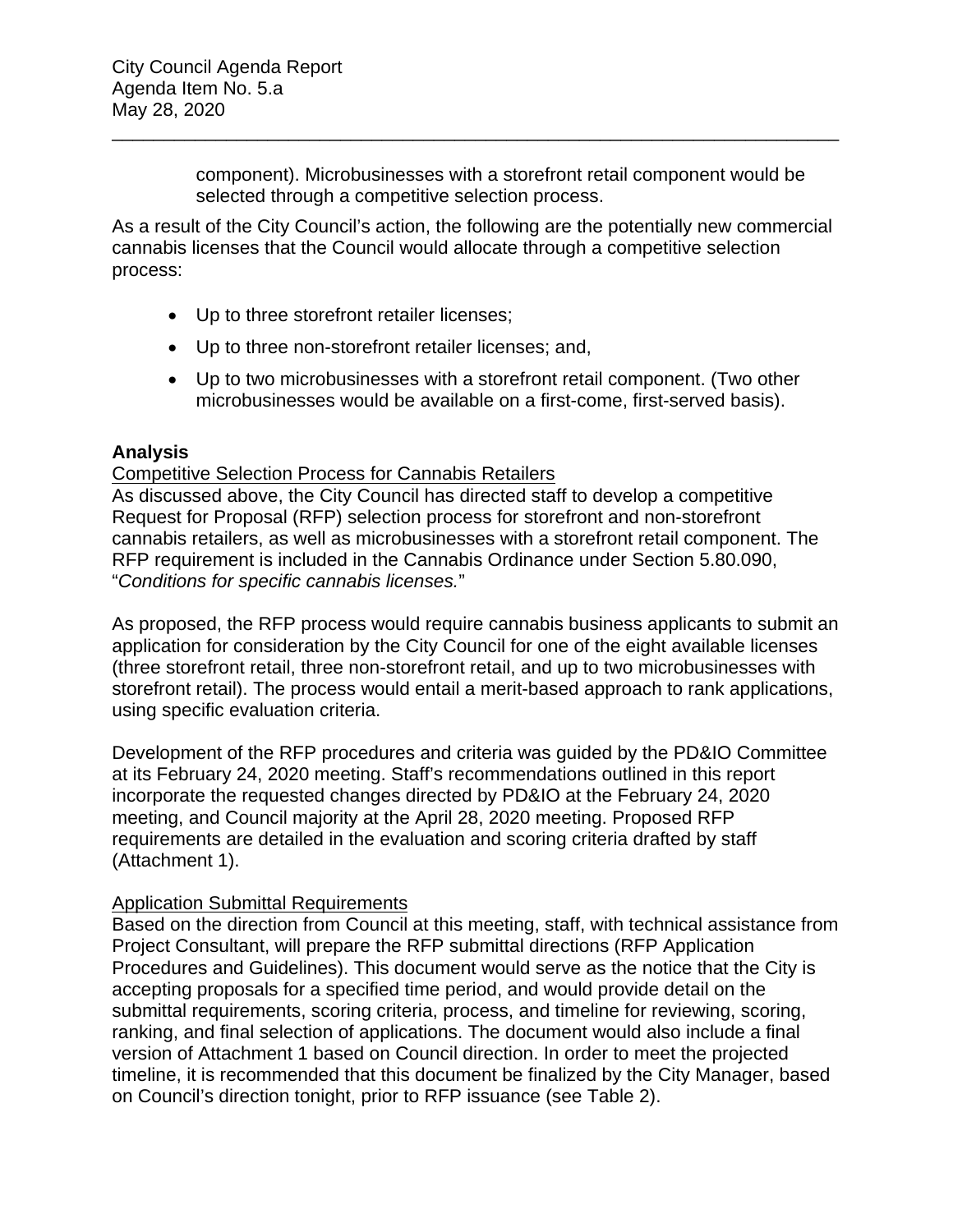component). Microbusinesses with a storefront retail component would be selected through a competitive selection process.

As a result of the City Council's action, the following are the potentially new commercial cannabis licenses that the Council would allocate through a competitive selection process:

- Up to three storefront retailer licenses;
- Up to three non-storefront retailer licenses; and,
- Up to two microbusinesses with a storefront retail component. (Two other microbusinesses would be available on a first-come, first-served basis).

**Analysis**

Competitive Selection Process for Cannabis Retailers

As discussed above, the City Council has directed staff to develop a competitive Request for Proposal (RFP) selection process for storefront and non-storefront cannabis retailers, as well as microbusinesses with a storefront retail component. The RFP requirement is included in the Cannabis Ordinance under Section 5.80.090, "*Conditions for specific cannabis licenses.*"

As proposed, the RFP process would require cannabis business applicants to submit an application for consideration by the City Council for one of the eight available licenses (three storefront retail, three non-storefront retail, and up to two microbusinesses with storefront retail). The process would entail a merit-based approach to rank applications, using specific evaluation criteria.

Development of the RFP procedures and criteria was guided by the PD&IO Committee at its February 24, 2020 meeting. Staff's recommendations outlined in this report incorporate the requested changes directed by PD&IO at the February 24, 2020 meeting, and Council majority at the April 28, 2020 meeting. Proposed RFP requirements are detailed in the evaluation and scoring criteria drafted by staff (Attachment 1).

Application Submittal Requirements

Based on the direction from Council at this meeting, staff, with technical assistance from Project Consultant, will prepare the RFP submittal directions (RFP Application Procedures and Guidelines). This document would serve as the notice that the City is accepting proposals for a specified time period, and would provide detail on the submittal requirements, scoring criteria, process, and timeline for reviewing, scoring, ranking, and final selection of applications. The document would also include a final version of Attachment 1 based on Council direction. In order to meet the projected timeline, it is recommended that this document be finalized by the City Manager, based on Council's direction tonight, prior to RFP issuance (see Table 2).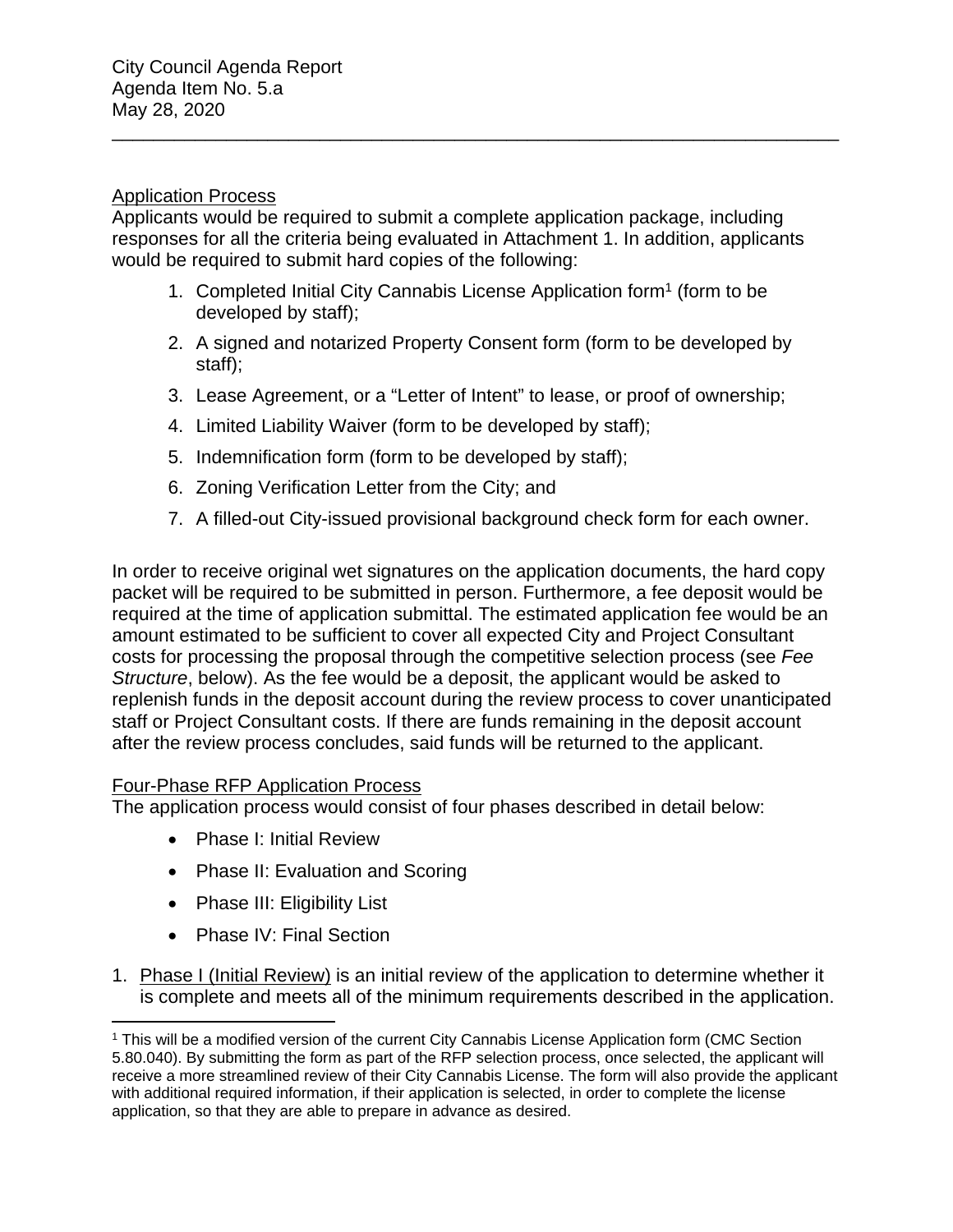### Application Process

Applicants would be required to submit a complete application package, including responses for all the criteria being evaluated in Attachment 1. In addition, applicants would be required to submit hard copies of the following:

1. Completed Initial City Cannabis License Application form[1] (form to be developed by staff);
2. A signed and notarized Property Consent form (form to be developed by staff);
3. Lease Agreement, or a "Letter of Intent" to lease, or proof of ownership;
4. Limited Liability Waiver (form to be developed by staff);
5. Indemnification form (form to be developed by staff);
6. Zoning Verification Letter from the City; and
7. A filled-out City-issued provisional background check form for each owner.

In order to receive original wet signatures on the application documents, the hard copy packet will be required to be submitted in person. Furthermore, a fee deposit would be required at the time of application submittal. The estimated application fee would be an amount estimated to be sufficient to cover all expected City and Project Consultant costs for processing the proposal through the competitive selection process (see *Fee Structure*, below). As the fee would be a deposit, the applicant would be asked to replenish funds in the deposit account during the review process to cover unanticipated staff or Project Consultant costs. If there are funds remaining in the deposit account after the review process concludes, said funds will be returned to the applicant.

### Four-Phase RFP Application Process

The application process would consist of four phases described in detail below:

- Phase I: Initial Review
- Phase II: Evaluation and Scoring
- Phase III: Eligibility List
- Phase IV: Final Section

1. Phase I (Initial Review) is an initial review of the application to determine whether it is complete and meets all of the minimum requirements described in the application.

[1] This will be a modified version of the current City Cannabis License Application form (CMC Section 5.80.040). By submitting the form as part of the RFP selection process, once selected, the applicant will receive a more streamlined review of their City Cannabis License. The form will also provide the applicant with additional required information, if their application is selected, in order to complete the license application, so that they are able to prepare in advance as desired.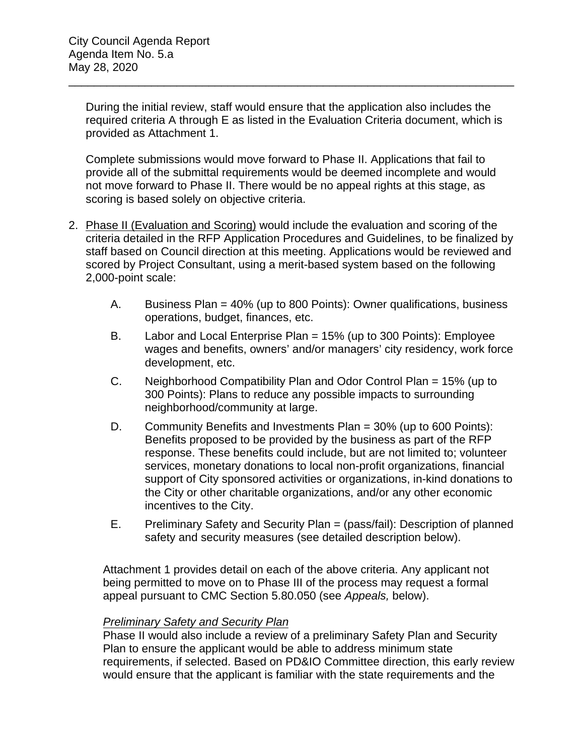During the initial review, staff would ensure that the application also includes the required criteria A through E as listed in the Evaluation Criteria document, which is provided as Attachment 1.

Complete submissions would move forward to Phase II. Applications that fail to provide all of the submittal requirements would be deemed incomplete and would not move forward to Phase II. There would be no appeal rights at this stage, as scoring is based solely on objective criteria.

2. Phase II (Evaluation and Scoring) would include the evaluation and scoring of the criteria detailed in the RFP Application Procedures and Guidelines, to be finalized by staff based on Council direction at this meeting. Applications would be reviewed and scored by Project Consultant, using a merit-based system based on the following 2,000-point scale:

   A. Business Plan = 40% (up to 800 Points): Owner qualifications, business operations, budget, finances, etc.

   B. Labor and Local Enterprise Plan = 15% (up to 300 Points): Employee wages and benefits, owners' and/or managers' city residency, work force development, etc.

   C. Neighborhood Compatibility Plan and Odor Control Plan = 15% (up to 300 Points): Plans to reduce any possible impacts to surrounding neighborhood/community at large.

   D. Community Benefits and Investments Plan = 30% (up to 600 Points): Benefits proposed to be provided by the business as part of the RFP response. These benefits could include, but are not limited to; volunteer services, monetary donations to local non-profit organizations, financial support of City sponsored activities or organizations, in-kind donations to the City or other charitable organizations, and/or any other economic incentives to the City.

   E. Preliminary Safety and Security Plan = (pass/fail): Description of planned safety and security measures (see detailed description below).

   Attachment 1 provides detail on each of the above criteria. Any applicant not being permitted to move on to Phase III of the process may request a formal appeal pursuant to CMC Section 5.80.050 (see *Appeals,* below).

   *Preliminary Safety and Security Plan*

   Phase II would also include a review of a preliminary Safety Plan and Security Plan to ensure the applicant would be able to address minimum state requirements, if selected. Based on PD&IO Committee direction, this early review would ensure that the applicant is familiar with the state requirements and the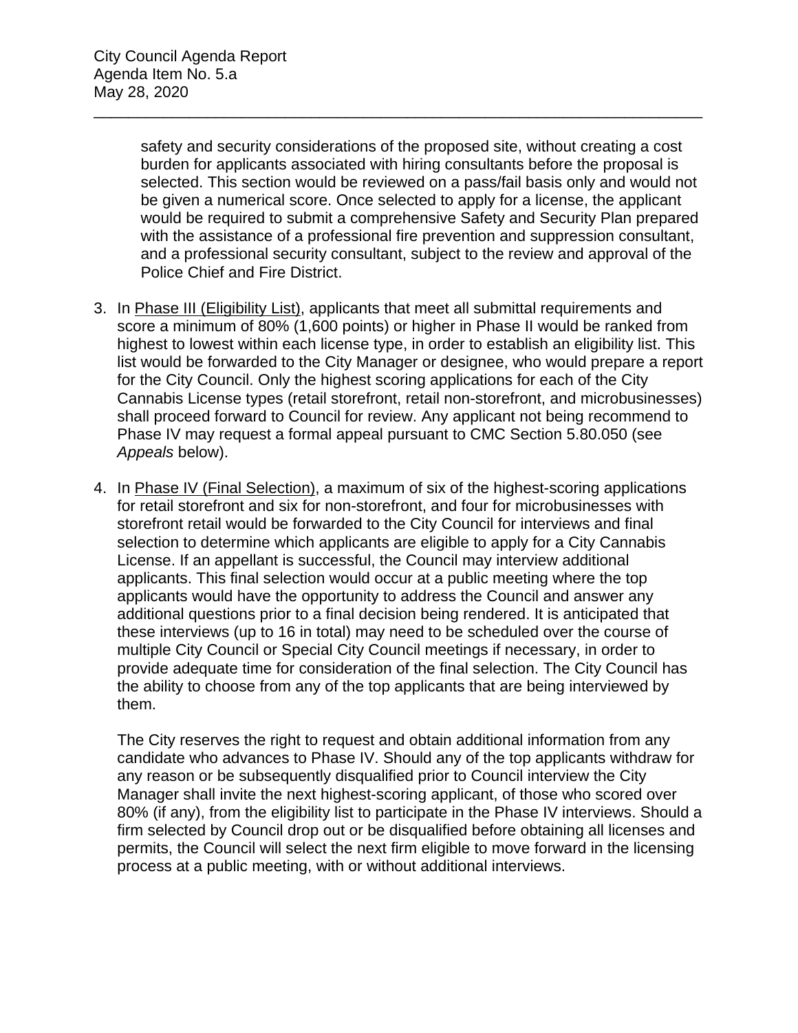safety and security considerations of the proposed site, without creating a cost burden for applicants associated with hiring consultants before the proposal is selected. This section would be reviewed on a pass/fail basis only and would not be given a numerical score. Once selected to apply for a license, the applicant would be required to submit a comprehensive Safety and Security Plan prepared with the assistance of a professional fire prevention and suppression consultant, and a professional security consultant, subject to the review and approval of the Police Chief and Fire District.

3. In Phase III (Eligibility List), applicants that meet all submittal requirements and score a minimum of 80% (1,600 points) or higher in Phase II would be ranked from highest to lowest within each license type, in order to establish an eligibility list. This list would be forwarded to the City Manager or designee, who would prepare a report for the City Council. Only the highest scoring applications for each of the City Cannabis License types (retail storefront, retail non-storefront, and microbusinesses) shall proceed forward to Council for review. Any applicant not being recommend to Phase IV may request a formal appeal pursuant to CMC Section 5.80.050 (see *Appeals* below).

4. In Phase IV (Final Selection), a maximum of six of the highest-scoring applications for retail storefront and six for non-storefront, and four for microbusinesses with storefront retail would be forwarded to the City Council for interviews and final selection to determine which applicants are eligible to apply for a City Cannabis License. If an appellant is successful, the Council may interview additional applicants. This final selection would occur at a public meeting where the top applicants would have the opportunity to address the Council and answer any additional questions prior to a final decision being rendered. It is anticipated that these interviews (up to 16 in total) may need to be scheduled over the course of multiple City Council or Special City Council meetings if necessary, in order to provide adequate time for consideration of the final selection. The City Council has the ability to choose from any of the top applicants that are being interviewed by them.

   The City reserves the right to request and obtain additional information from any candidate who advances to Phase IV. Should any of the top applicants withdraw for any reason or be subsequently disqualified prior to Council interview the City Manager shall invite the next highest-scoring applicant, of those who scored over 80% (if any), from the eligibility list to participate in the Phase IV interviews. Should a firm selected by Council drop out or be disqualified before obtaining all licenses and permits, the Council will select the next firm eligible to move forward in the licensing process at a public meeting, with or without additional interviews.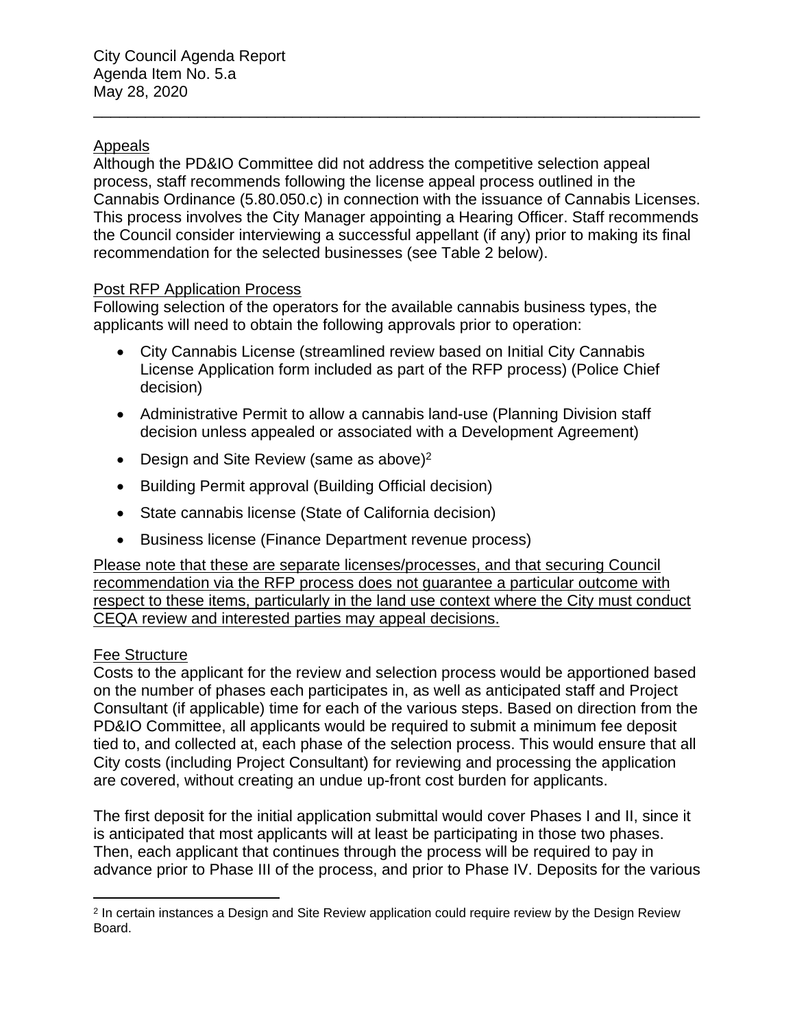Appeals

Although the PD&IO Committee did not address the competitive selection appeal process, staff recommends following the license appeal process outlined in the Cannabis Ordinance (5.80.050.c) in connection with the issuance of Cannabis Licenses. This process involves the City Manager appointing a Hearing Officer. Staff recommends the Council consider interviewing a successful appellant (if any) prior to making its final recommendation for the selected businesses (see Table 2 below).

Post RFP Application Process

Following selection of the operators for the available cannabis business types, the applicants will need to obtain the following approvals prior to operation:

- City Cannabis License (streamlined review based on Initial City Cannabis License Application form included as part of the RFP process) (Police Chief decision)
- Administrative Permit to allow a cannabis land-use (Planning Division staff decision unless appealed or associated with a Development Agreement)
- Design and Site Review (same as above)[2]
- Building Permit approval (Building Official decision)
- State cannabis license (State of California decision)
- Business license (Finance Department revenue process)

Please note that these are separate licenses/processes, and that securing Council recommendation via the RFP process does not guarantee a particular outcome with respect to these items, particularly in the land use context where the City must conduct CEQA review and interested parties may appeal decisions.

Fee Structure

Costs to the applicant for the review and selection process would be apportioned based on the number of phases each participates in, as well as anticipated staff and Project Consultant (if applicable) time for each of the various steps. Based on direction from the PD&IO Committee, all applicants would be required to submit a minimum fee deposit tied to, and collected at, each phase of the selection process. This would ensure that all City costs (including Project Consultant) for reviewing and processing the application are covered, without creating an undue up-front cost burden for applicants.

The first deposit for the initial application submittal would cover Phases I and II, since it is anticipated that most applicants will at least be participating in those two phases. Then, each applicant that continues through the process will be required to pay in advance prior to Phase III of the process, and prior to Phase IV. Deposits for the various

[2] In certain instances a Design and Site Review application could require review by the Design Review Board.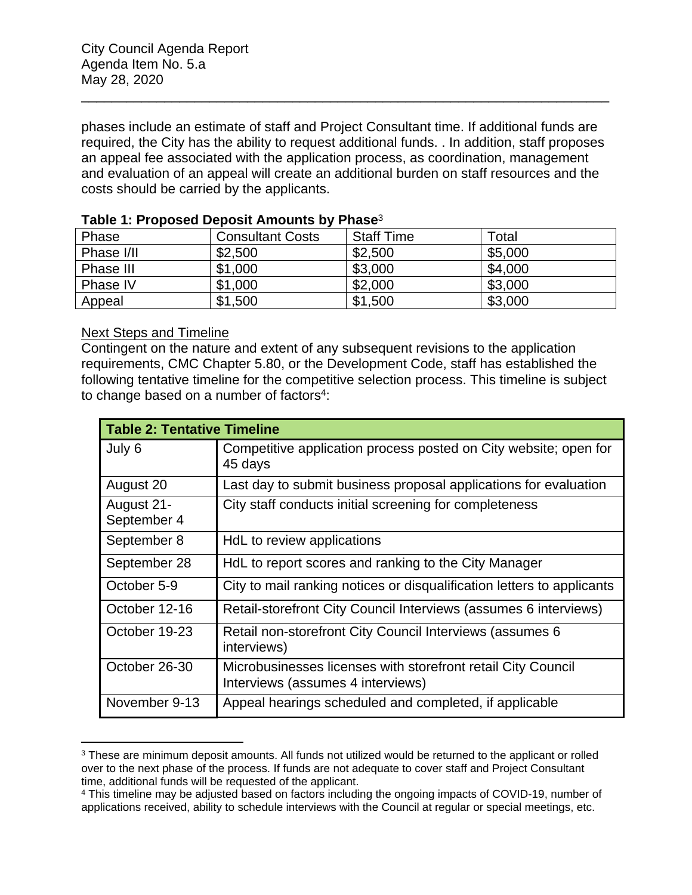phases include an estimate of staff and Project Consultant time. If additional funds are required, the City has the ability to request additional funds. . In addition, staff proposes an appeal fee associated with the application process, as coordination, management and evaluation of an appeal will create an additional burden on staff resources and the costs should be carried by the applicants.

**Table 1: Proposed Deposit Amounts by Phase**[3]

| Phase | Consultant Costs | Staff Time | Total |
|---|---|---|---|
| Phase I/II | $2,500 | $2,500 | $5,000 |
| Phase III | $1,000 | $3,000 | $4,000 |
| Phase IV | $1,000 | $2,000 | $3,000 |
| Appeal | $1,500 | $1,500 | $3,000 |

Next Steps and Timeline

Contingent on the nature and extent of any subsequent revisions to the application requirements, CMC Chapter 5.80, or the Development Code, staff has established the following tentative timeline for the competitive selection process. This timeline is subject to change based on a number of factors[4]:

| **Table 2: Tentative Timeline** | |
|---|---|
| July 6 | Competitive application process posted on City website; open for 45 days |
| August 20 | Last day to submit business proposal applications for evaluation |
| August 21-September 4 | City staff conducts initial screening for completeness |
| September 8 | HdL to review applications |
| September 28 | HdL to report scores and ranking to the City Manager |
| October 5-9 | City to mail ranking notices or disqualification letters to applicants |
| October 12-16 | Retail-storefront City Council Interviews (assumes 6 interviews) |
| October 19-23 | Retail non-storefront City Council Interviews (assumes 6 interviews) |
| October 26-30 | Microbusinesses licenses with storefront retail City Council Interviews (assumes 4 interviews) |
| November 9-13 | Appeal hearings scheduled and completed, if applicable |

[3] These are minimum deposit amounts. All funds not utilized would be returned to the applicant or rolled over to the next phase of the process. If funds are not adequate to cover staff and Project Consultant time, additional funds will be requested of the applicant.

[4] This timeline may be adjusted based on factors including the ongoing impacts of COVID-19, number of applications received, ability to schedule interviews with the Council at regular or special meetings, etc.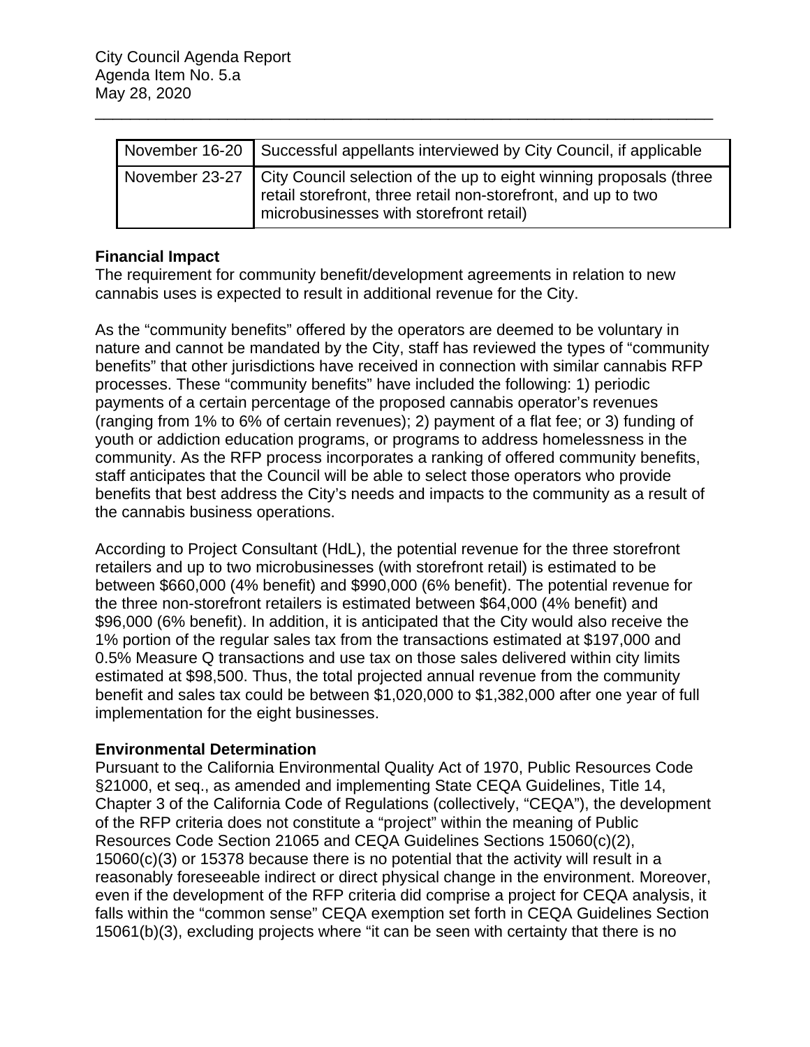| November 16-20 | Successful appellants interviewed by City Council, if applicable |
|---|---|
| November 23-27 | City Council selection of the up to eight winning proposals (three retail storefront, three retail non-storefront, and up to two microbusinesses with storefront retail) |

**Financial Impact**

The requirement for community benefit/development agreements in relation to new cannabis uses is expected to result in additional revenue for the City.

As the "community benefits" offered by the operators are deemed to be voluntary in nature and cannot be mandated by the City, staff has reviewed the types of "community benefits" that other jurisdictions have received in connection with similar cannabis RFP processes. These "community benefits" have included the following: 1) periodic payments of a certain percentage of the proposed cannabis operator's revenues (ranging from 1% to 6% of certain revenues); 2) payment of a flat fee; or 3) funding of youth or addiction education programs, or programs to address homelessness in the community. As the RFP process incorporates a ranking of offered community benefits, staff anticipates that the Council will be able to select those operators who provide benefits that best address the City's needs and impacts to the community as a result of the cannabis business operations.

According to Project Consultant (HdL), the potential revenue for the three storefront retailers and up to two microbusinesses (with storefront retail) is estimated to be between $660,000 (4% benefit) and $990,000 (6% benefit). The potential revenue for the three non-storefront retailers is estimated between $64,000 (4% benefit) and $96,000 (6% benefit). In addition, it is anticipated that the City would also receive the 1% portion of the regular sales tax from the transactions estimated at $197,000 and 0.5% Measure Q transactions and use tax on those sales delivered within city limits estimated at $98,500. Thus, the total projected annual revenue from the community benefit and sales tax could be between $1,020,000 to $1,382,000 after one year of full implementation for the eight businesses.

**Environmental Determination**

Pursuant to the California Environmental Quality Act of 1970, Public Resources Code §21000, et seq., as amended and implementing State CEQA Guidelines, Title 14, Chapter 3 of the California Code of Regulations (collectively, "CEQA"), the development of the RFP criteria does not constitute a "project" within the meaning of Public Resources Code Section 21065 and CEQA Guidelines Sections 15060(c)(2), 15060(c)(3) or 15378 because there is no potential that the activity will result in a reasonably foreseeable indirect or direct physical change in the environment. Moreover, even if the development of the RFP criteria did comprise a project for CEQA analysis, it falls within the "common sense" CEQA exemption set forth in CEQA Guidelines Section 15061(b)(3), excluding projects where "it can be seen with certainty that there is no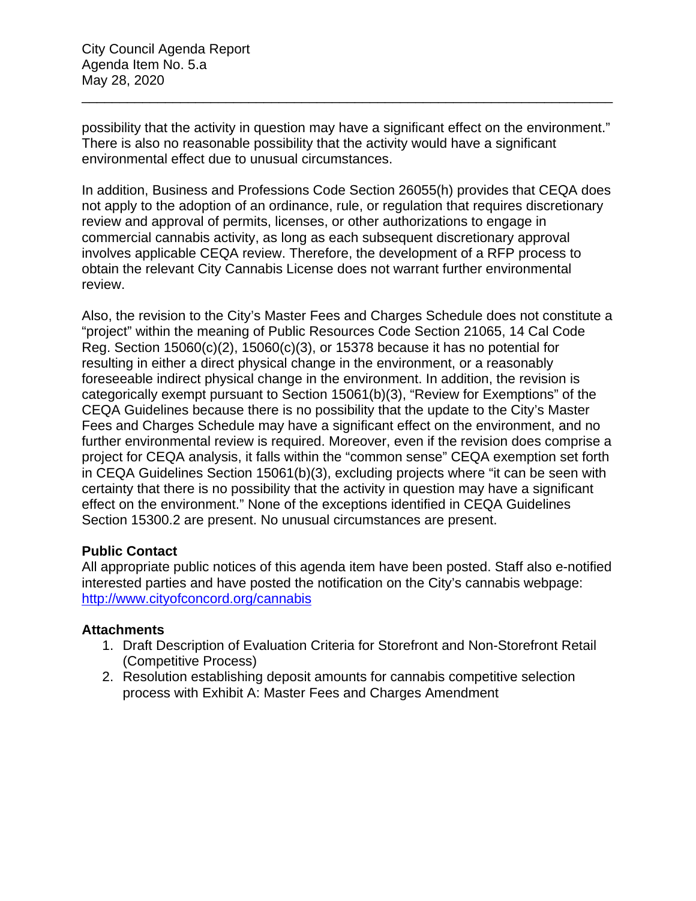possibility that the activity in question may have a significant effect on the environment." There is also no reasonable possibility that the activity would have a significant environmental effect due to unusual circumstances.

In addition, Business and Professions Code Section 26055(h) provides that CEQA does not apply to the adoption of an ordinance, rule, or regulation that requires discretionary review and approval of permits, licenses, or other authorizations to engage in commercial cannabis activity, as long as each subsequent discretionary approval involves applicable CEQA review. Therefore, the development of a RFP process to obtain the relevant City Cannabis License does not warrant further environmental review.

Also, the revision to the City's Master Fees and Charges Schedule does not constitute a "project" within the meaning of Public Resources Code Section 21065, 14 Cal Code Reg. Section 15060(c)(2), 15060(c)(3), or 15378 because it has no potential for resulting in either a direct physical change in the environment, or a reasonably foreseeable indirect physical change in the environment. In addition, the revision is categorically exempt pursuant to Section 15061(b)(3), "Review for Exemptions" of the CEQA Guidelines because there is no possibility that the update to the City's Master Fees and Charges Schedule may have a significant effect on the environment, and no further environmental review is required. Moreover, even if the revision does comprise a project for CEQA analysis, it falls within the "common sense" CEQA exemption set forth in CEQA Guidelines Section 15061(b)(3), excluding projects where "it can be seen with certainty that there is no possibility that the activity in question may have a significant effect on the environment." None of the exceptions identified in CEQA Guidelines Section 15300.2 are present. No unusual circumstances are present.

**Public Contact**

All appropriate public notices of this agenda item have been posted. Staff also e-notified interested parties and have posted the notification on the City's cannabis webpage: [http://www.cityofconcord.org/cannabis](http://www.cityofconcord.org/cannabis)

**Attachments**

1. Draft Description of Evaluation Criteria for Storefront and Non-Storefront Retail (Competitive Process)
2. Resolution establishing deposit amounts for cannabis competitive selection process with Exhibit A: Master Fees and Charges Amendment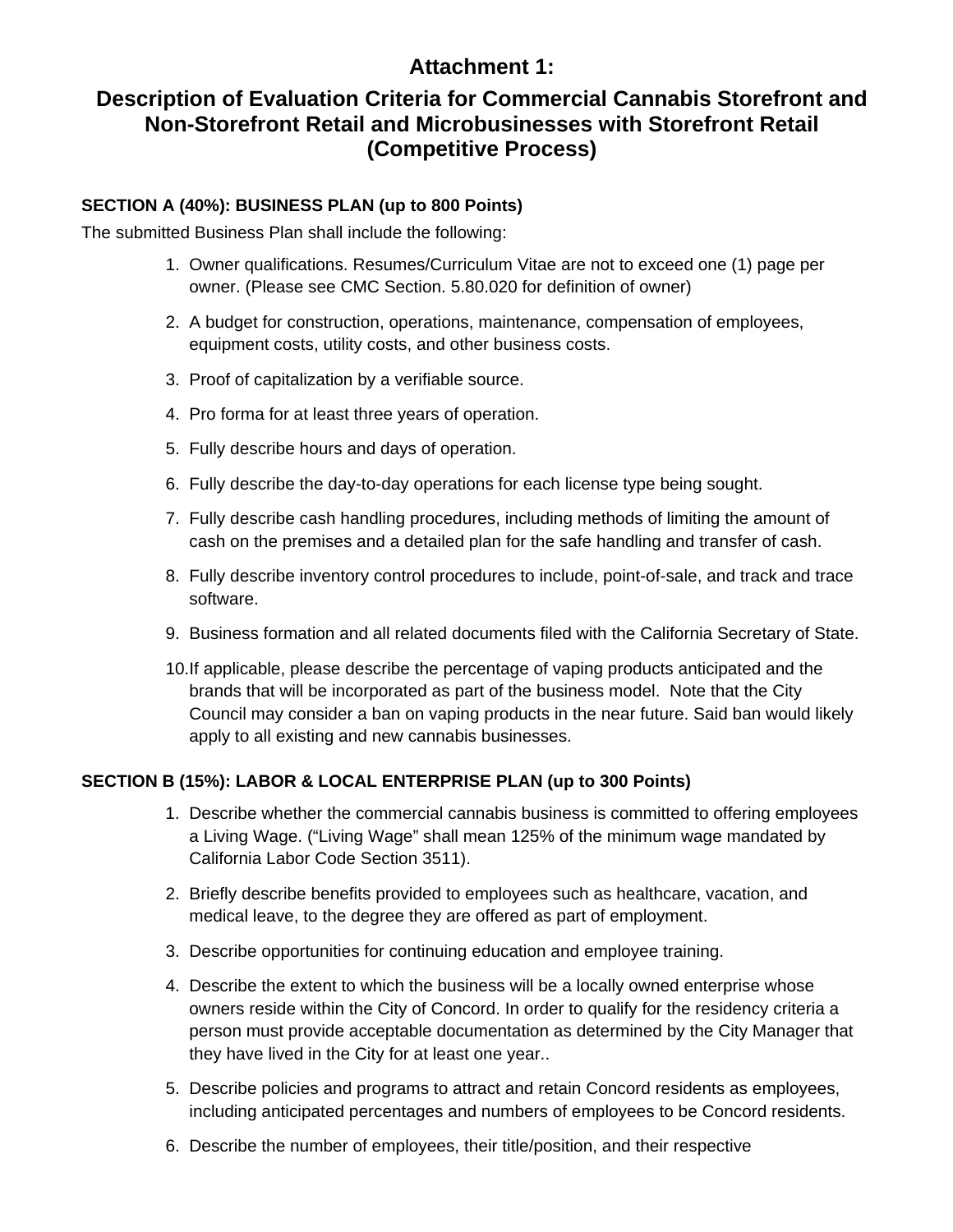# Attachment 1:

## Description of Evaluation Criteria for Commercial Cannabis Storefront and Non-Storefront Retail and Microbusinesses with Storefront Retail (Competitive Process)

**SECTION A (40%): BUSINESS PLAN (up to 800 Points)**

The submitted Business Plan shall include the following:

1. Owner qualifications. Resumes/Curriculum Vitae are not to exceed one (1) page per owner. (Please see CMC Section. 5.80.020 for definition of owner)
2. A budget for construction, operations, maintenance, compensation of employees, equipment costs, utility costs, and other business costs.
3. Proof of capitalization by a verifiable source.
4. Pro forma for at least three years of operation.
5. Fully describe hours and days of operation.
6. Fully describe the day-to-day operations for each license type being sought.
7. Fully describe cash handling procedures, including methods of limiting the amount of cash on the premises and a detailed plan for the safe handling and transfer of cash.
8. Fully describe inventory control procedures to include, point-of-sale, and track and trace software.
9. Business formation and all related documents filed with the California Secretary of State.
10. If applicable, please describe the percentage of vaping products anticipated and the brands that will be incorporated as part of the business model. Note that the City Council may consider a ban on vaping products in the near future. Said ban would likely apply to all existing and new cannabis businesses.

**SECTION B (15%): LABOR & LOCAL ENTERPRISE PLAN (up to 300 Points)**

1. Describe whether the commercial cannabis business is committed to offering employees a Living Wage. ("Living Wage" shall mean 125% of the minimum wage mandated by California Labor Code Section 3511).
2. Briefly describe benefits provided to employees such as healthcare, vacation, and medical leave, to the degree they are offered as part of employment.
3. Describe opportunities for continuing education and employee training.
4. Describe the extent to which the business will be a locally owned enterprise whose owners reside within the City of Concord. In order to qualify for the residency criteria a person must provide acceptable documentation as determined by the City Manager that they have lived in the City for at least one year..
5. Describe policies and programs to attract and retain Concord residents as employees, including anticipated percentages and numbers of employees to be Concord residents.
6. Describe the number of employees, their title/position, and their respective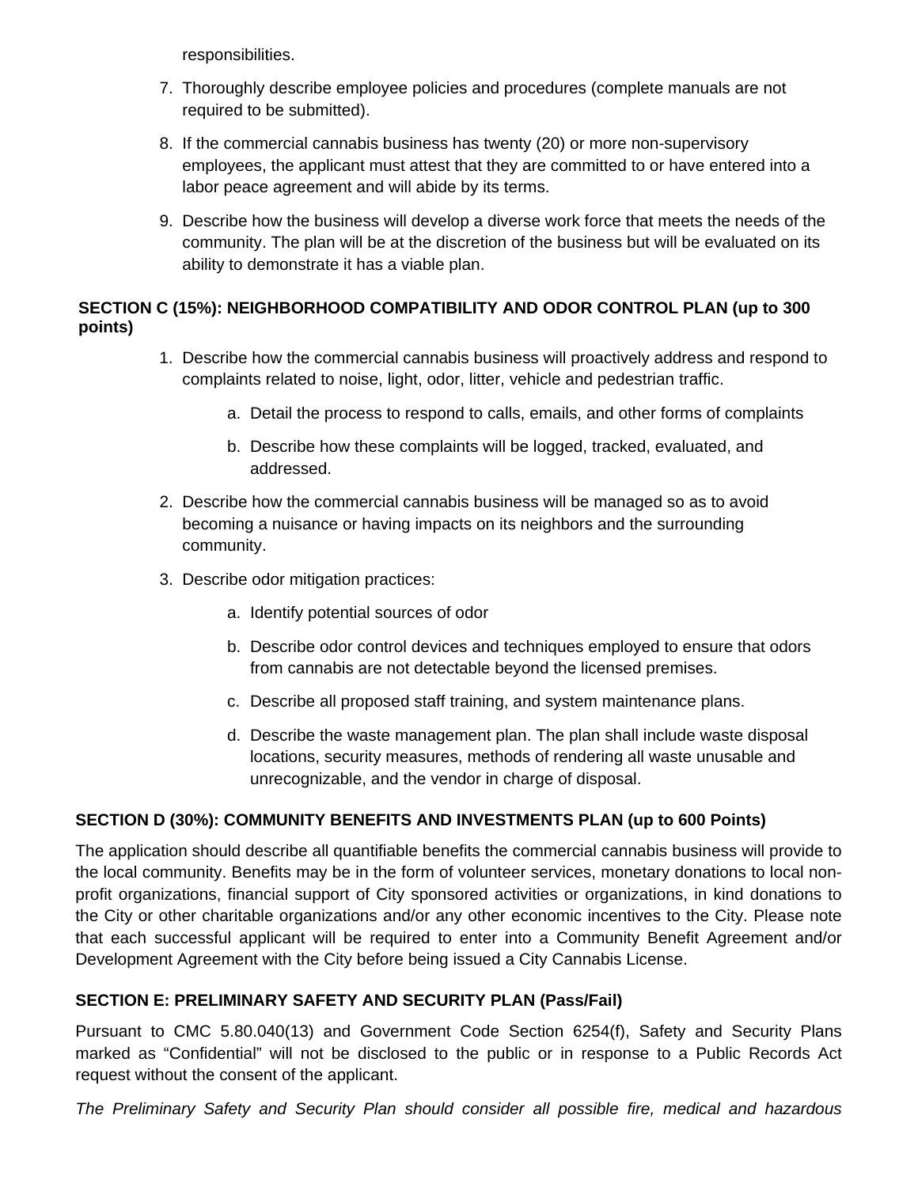responsibilities.

7. Thoroughly describe employee policies and procedures (complete manuals are not required to be submitted).
8. If the commercial cannabis business has twenty (20) or more non-supervisory employees, the applicant must attest that they are committed to or have entered into a labor peace agreement and will abide by its terms.
9. Describe how the business will develop a diverse work force that meets the needs of the community. The plan will be at the discretion of the business but will be evaluated on its ability to demonstrate it has a viable plan.

**SECTION C (15%): NEIGHBORHOOD COMPATIBILITY AND ODOR CONTROL PLAN (up to 300 points)**

1. Describe how the commercial cannabis business will proactively address and respond to complaints related to noise, light, odor, litter, vehicle and pedestrian traffic.
    a. Detail the process to respond to calls, emails, and other forms of complaints
    b. Describe how these complaints will be logged, tracked, evaluated, and addressed.
2. Describe how the commercial cannabis business will be managed so as to avoid becoming a nuisance or having impacts on its neighbors and the surrounding community.
3. Describe odor mitigation practices:
    a. Identify potential sources of odor
    b. Describe odor control devices and techniques employed to ensure that odors from cannabis are not detectable beyond the licensed premises.
    c. Describe all proposed staff training, and system maintenance plans.
    d. Describe the waste management plan. The plan shall include waste disposal locations, security measures, methods of rendering all waste unusable and unrecognizable, and the vendor in charge of disposal.

**SECTION D (30%): COMMUNITY BENEFITS AND INVESTMENTS PLAN (up to 600 Points)**

The application should describe all quantifiable benefits the commercial cannabis business will provide to the local community. Benefits may be in the form of volunteer services, monetary donations to local non-profit organizations, financial support of City sponsored activities or organizations, in kind donations to the City or other charitable organizations and/or any other economic incentives to the City. Please note that each successful applicant will be required to enter into a Community Benefit Agreement and/or Development Agreement with the City before being issued a City Cannabis License.

**SECTION E: PRELIMINARY SAFETY AND SECURITY PLAN (Pass/Fail)**

Pursuant to CMC 5.80.040(13) and Government Code Section 6254(f), Safety and Security Plans marked as "Confidential" will not be disclosed to the public or in response to a Public Records Act request without the consent of the applicant.

*The Preliminary Safety and Security Plan should consider all possible fire, medical and hazardous*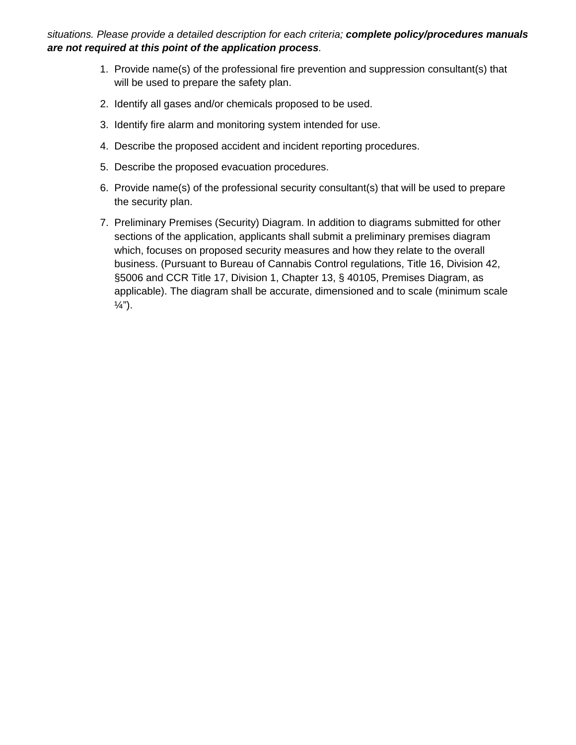*situations. Please provide a detailed description for each criteria;* ***complete policy/procedures manuals are not required at this point of the application process****.*

1. Provide name(s) of the professional fire prevention and suppression consultant(s) that will be used to prepare the safety plan.
2. Identify all gases and/or chemicals proposed to be used.
3. Identify fire alarm and monitoring system intended for use.
4. Describe the proposed accident and incident reporting procedures.
5. Describe the proposed evacuation procedures.
6. Provide name(s) of the professional security consultant(s) that will be used to prepare the security plan.
7. Preliminary Premises (Security) Diagram. In addition to diagrams submitted for other sections of the application, applicants shall submit a preliminary premises diagram which, focuses on proposed security measures and how they relate to the overall business. (Pursuant to Bureau of Cannabis Control regulations, Title 16, Division 42, §5006 and CCR Title 17, Division 1, Chapter 13, § 40105, Premises Diagram, as applicable). The diagram shall be accurate, dimensioned and to scale (minimum scale ¼”).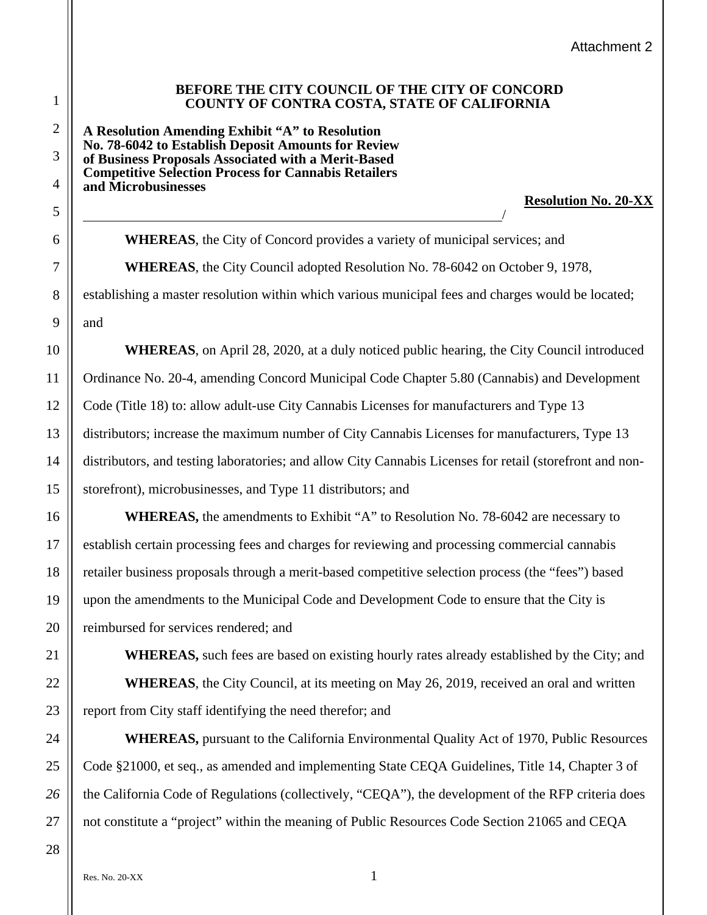Attachment 2

**BEFORE THE CITY COUNCIL OF THE CITY OF CONCORD**
**COUNTY OF CONTRA COSTA, STATE OF CALIFORNIA**

**A Resolution Amending Exhibit "A" to Resolution No. 78-6042 to Establish Deposit Amounts for Review of Business Proposals Associated with a Merit-Based Competitive Selection Process for Cannabis Retailers and Microbusinesses**

**Resolution No. 20-XX**

/

**WHEREAS**, the City of Concord provides a variety of municipal services; and

**WHEREAS**, the City Council adopted Resolution No. 78-6042 on October 9, 1978, establishing a master resolution within which various municipal fees and charges would be located; and

**WHEREAS**, on April 28, 2020, at a duly noticed public hearing, the City Council introduced Ordinance No. 20-4, amending Concord Municipal Code Chapter 5.80 (Cannabis) and Development Code (Title 18) to: allow adult-use City Cannabis Licenses for manufacturers and Type 13 distributors; increase the maximum number of City Cannabis Licenses for manufacturers, Type 13 distributors, and testing laboratories; and allow City Cannabis Licenses for retail (storefront and non-storefront), microbusinesses, and Type 11 distributors; and

**WHEREAS,** the amendments to Exhibit "A" to Resolution No. 78-6042 are necessary to establish certain processing fees and charges for reviewing and processing commercial cannabis retailer business proposals through a merit-based competitive selection process (the "fees") based upon the amendments to the Municipal Code and Development Code to ensure that the City is reimbursed for services rendered; and

**WHEREAS,** such fees are based on existing hourly rates already established by the City; and

**WHEREAS**, the City Council, at its meeting on May 26, 2019, received an oral and written report from City staff identifying the need therefor; and

**WHEREAS,** pursuant to the California Environmental Quality Act of 1970, Public Resources Code §21000, et seq., as amended and implementing State CEQA Guidelines, Title 14, Chapter 3 of the California Code of Regulations (collectively, "CEQA"), the development of the RFP criteria does not constitute a "project" within the meaning of Public Resources Code Section 21065 and CEQA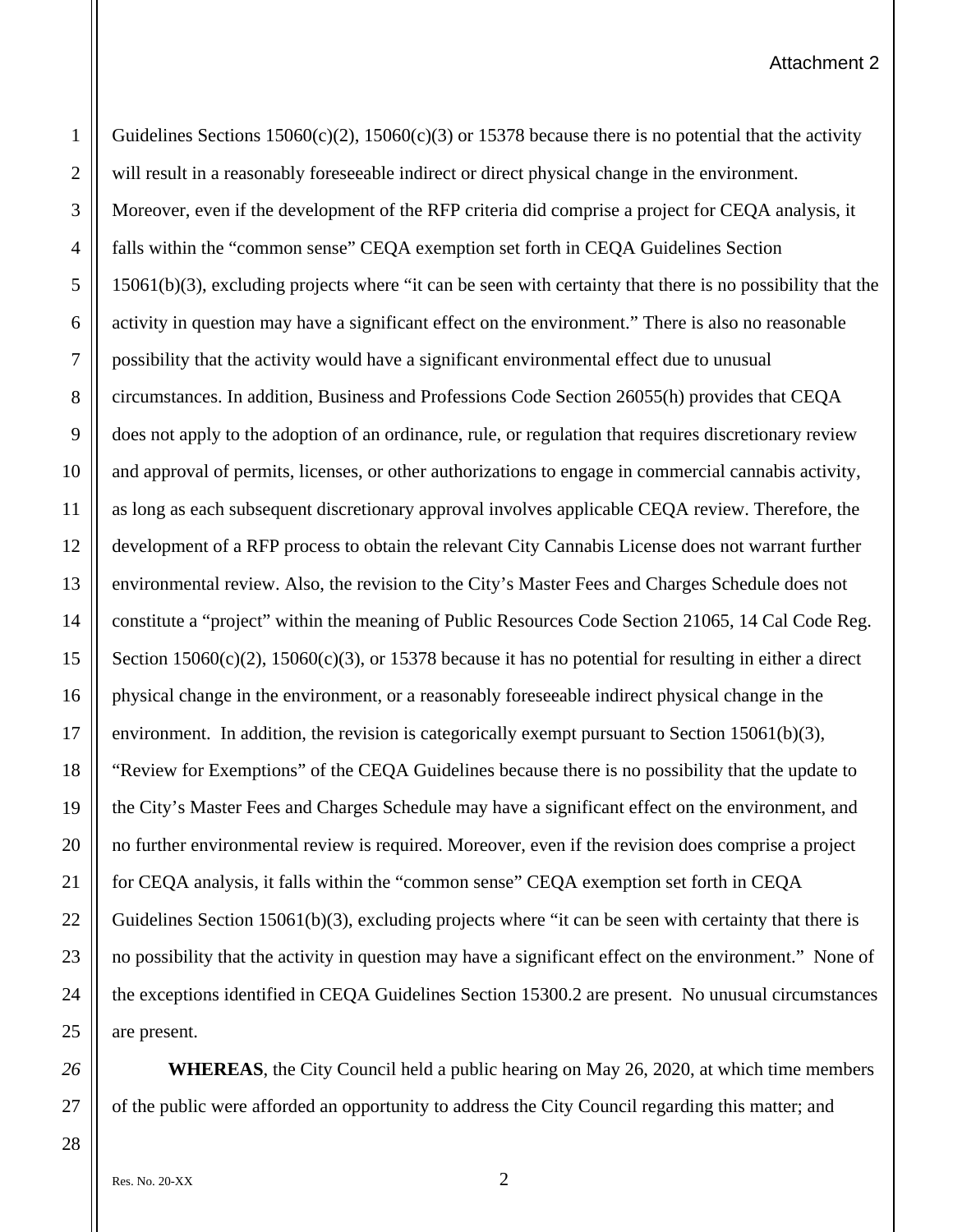Guidelines Sections 15060(c)(2), 15060(c)(3) or 15378 because there is no potential that the activity will result in a reasonably foreseeable indirect or direct physical change in the environment. Moreover, even if the development of the RFP criteria did comprise a project for CEQA analysis, it falls within the "common sense" CEQA exemption set forth in CEQA Guidelines Section 15061(b)(3), excluding projects where "it can be seen with certainty that there is no possibility that the activity in question may have a significant effect on the environment." There is also no reasonable possibility that the activity would have a significant environmental effect due to unusual circumstances. In addition, Business and Professions Code Section 26055(h) provides that CEQA does not apply to the adoption of an ordinance, rule, or regulation that requires discretionary review and approval of permits, licenses, or other authorizations to engage in commercial cannabis activity, as long as each subsequent discretionary approval involves applicable CEQA review. Therefore, the development of a RFP process to obtain the relevant City Cannabis License does not warrant further environmental review. Also, the revision to the City's Master Fees and Charges Schedule does not constitute a "project" within the meaning of Public Resources Code Section 21065, 14 Cal Code Reg. Section 15060(c)(2), 15060(c)(3), or 15378 because it has no potential for resulting in either a direct physical change in the environment, or a reasonably foreseeable indirect physical change in the environment. In addition, the revision is categorically exempt pursuant to Section 15061(b)(3), "Review for Exemptions" of the CEQA Guidelines because there is no possibility that the update to the City's Master Fees and Charges Schedule may have a significant effect on the environment, and no further environmental review is required. Moreover, even if the revision does comprise a project for CEQA analysis, it falls within the "common sense" CEQA exemption set forth in CEQA Guidelines Section 15061(b)(3), excluding projects where "it can be seen with certainty that there is no possibility that the activity in question may have a significant effect on the environment." None of the exceptions identified in CEQA Guidelines Section 15300.2 are present. No unusual circumstances are present.

**WHEREAS**, the City Council held a public hearing on May 26, 2020, at which time members of the public were afforded an opportunity to address the City Council regarding this matter; and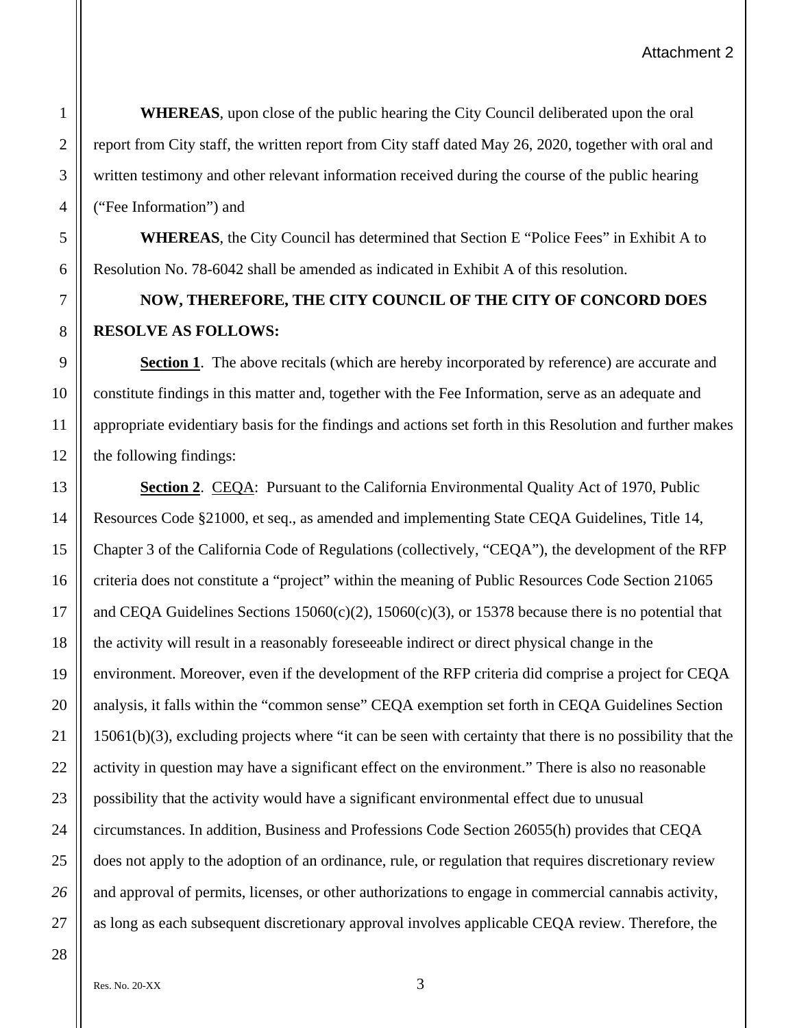Attachment 2

**WHEREAS**, upon close of the public hearing the City Council deliberated upon the oral report from City staff, the written report from City staff dated May 26, 2020, together with oral and written testimony and other relevant information received during the course of the public hearing ("Fee Information") and

**WHEREAS**, the City Council has determined that Section E "Police Fees" in Exhibit A to Resolution No. 78-6042 shall be amended as indicated in Exhibit A of this resolution.

**NOW, THEREFORE, THE CITY COUNCIL OF THE CITY OF CONCORD DOES RESOLVE AS FOLLOWS:**

**Section 1**. The above recitals (which are hereby incorporated by reference) are accurate and constitute findings in this matter and, together with the Fee Information, serve as an adequate and appropriate evidentiary basis for the findings and actions set forth in this Resolution and further makes the following findings:

**Section 2**. CEQA: Pursuant to the California Environmental Quality Act of 1970, Public Resources Code §21000, et seq., as amended and implementing State CEQA Guidelines, Title 14, Chapter 3 of the California Code of Regulations (collectively, "CEQA"), the development of the RFP criteria does not constitute a "project" within the meaning of Public Resources Code Section 21065 and CEQA Guidelines Sections 15060(c)(2), 15060(c)(3), or 15378 because there is no potential that the activity will result in a reasonably foreseeable indirect or direct physical change in the environment. Moreover, even if the development of the RFP criteria did comprise a project for CEQA analysis, it falls within the "common sense" CEQA exemption set forth in CEQA Guidelines Section 15061(b)(3), excluding projects where "it can be seen with certainty that there is no possibility that the activity in question may have a significant effect on the environment." There is also no reasonable possibility that the activity would have a significant environmental effect due to unusual circumstances. In addition, Business and Professions Code Section 26055(h) provides that CEQA does not apply to the adoption of an ordinance, rule, or regulation that requires discretionary review and approval of permits, licenses, or other authorizations to engage in commercial cannabis activity, as long as each subsequent discretionary approval involves applicable CEQA review. Therefore, the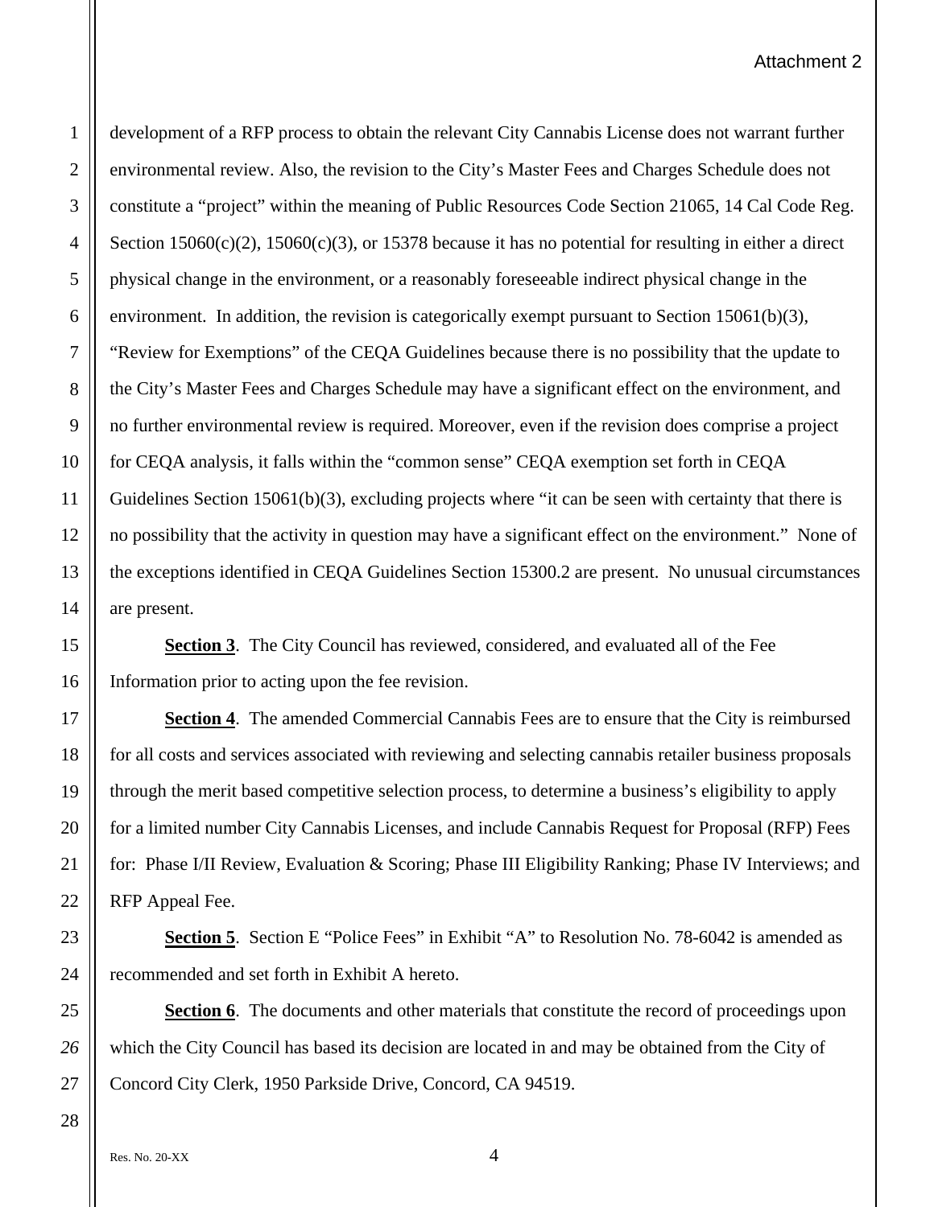development of a RFP process to obtain the relevant City Cannabis License does not warrant further environmental review. Also, the revision to the City's Master Fees and Charges Schedule does not constitute a "project" within the meaning of Public Resources Code Section 21065, 14 Cal Code Reg. Section 15060(c)(2), 15060(c)(3), or 15378 because it has no potential for resulting in either a direct physical change in the environment, or a reasonably foreseeable indirect physical change in the environment. In addition, the revision is categorically exempt pursuant to Section 15061(b)(3), "Review for Exemptions" of the CEQA Guidelines because there is no possibility that the update to the City's Master Fees and Charges Schedule may have a significant effect on the environment, and no further environmental review is required. Moreover, even if the revision does comprise a project for CEQA analysis, it falls within the "common sense" CEQA exemption set forth in CEQA Guidelines Section 15061(b)(3), excluding projects where "it can be seen with certainty that there is no possibility that the activity in question may have a significant effect on the environment." None of the exceptions identified in CEQA Guidelines Section 15300.2 are present. No unusual circumstances are present.

**Section 3**. The City Council has reviewed, considered, and evaluated all of the Fee Information prior to acting upon the fee revision.

**Section 4**. The amended Commercial Cannabis Fees are to ensure that the City is reimbursed for all costs and services associated with reviewing and selecting cannabis retailer business proposals through the merit based competitive selection process, to determine a business's eligibility to apply for a limited number City Cannabis Licenses, and include Cannabis Request for Proposal (RFP) Fees for: Phase I/II Review, Evaluation & Scoring; Phase III Eligibility Ranking; Phase IV Interviews; and RFP Appeal Fee.

**Section 5**. Section E "Police Fees" in Exhibit "A" to Resolution No. 78-6042 is amended as recommended and set forth in Exhibit A hereto.

**Section 6**. The documents and other materials that constitute the record of proceedings upon which the City Council has based its decision are located in and may be obtained from the City of Concord City Clerk, 1950 Parkside Drive, Concord, CA 94519.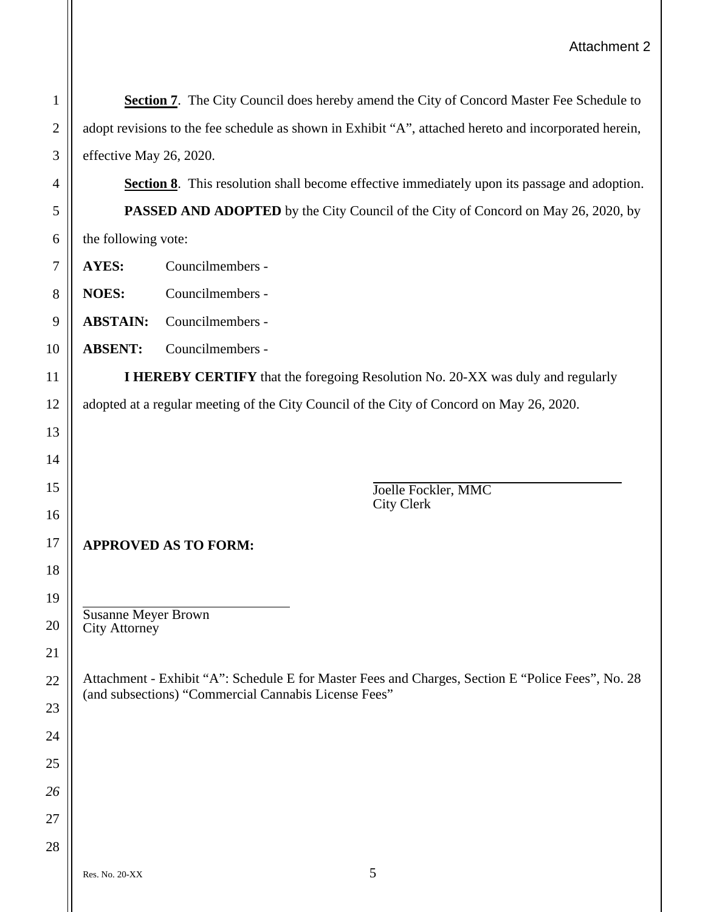Attachment 2

**Section 7**. The City Council does hereby amend the City of Concord Master Fee Schedule to adopt revisions to the fee schedule as shown in Exhibit "A", attached hereto and incorporated herein, effective May 26, 2020.

**Section 8**. This resolution shall become effective immediately upon its passage and adoption.

**PASSED AND ADOPTED** by the City Council of the City of Concord on May 26, 2020, by the following vote:

**AYES:** Councilmembers -

**NOES:** Councilmembers -

**ABSTAIN:** Councilmembers -

**ABSENT:** Councilmembers -

**I HEREBY CERTIFY** that the foregoing Resolution No. 20-XX was duly and regularly adopted at a regular meeting of the City Council of the City of Concord on May 26, 2020.

\_\_\_\_\_\_\_\_\_\_\_\_\_\_\_\_\_\_\_\_\_\_\_\_\_\_\_\_\_\_
Joelle Fockler, MMC
City Clerk

**APPROVED AS TO FORM:**

\_\_\_\_\_\_\_\_\_\_\_\_\_\_\_\_\_\_\_\_\_\_\_\_\_\_\_\_\_\_
Susanne Meyer Brown
City Attorney

Attachment - Exhibit "A": Schedule E for Master Fees and Charges, Section E "Police Fees", No. 28 (and subsections) "Commercial Cannabis License Fees"

Res. No. 20-XX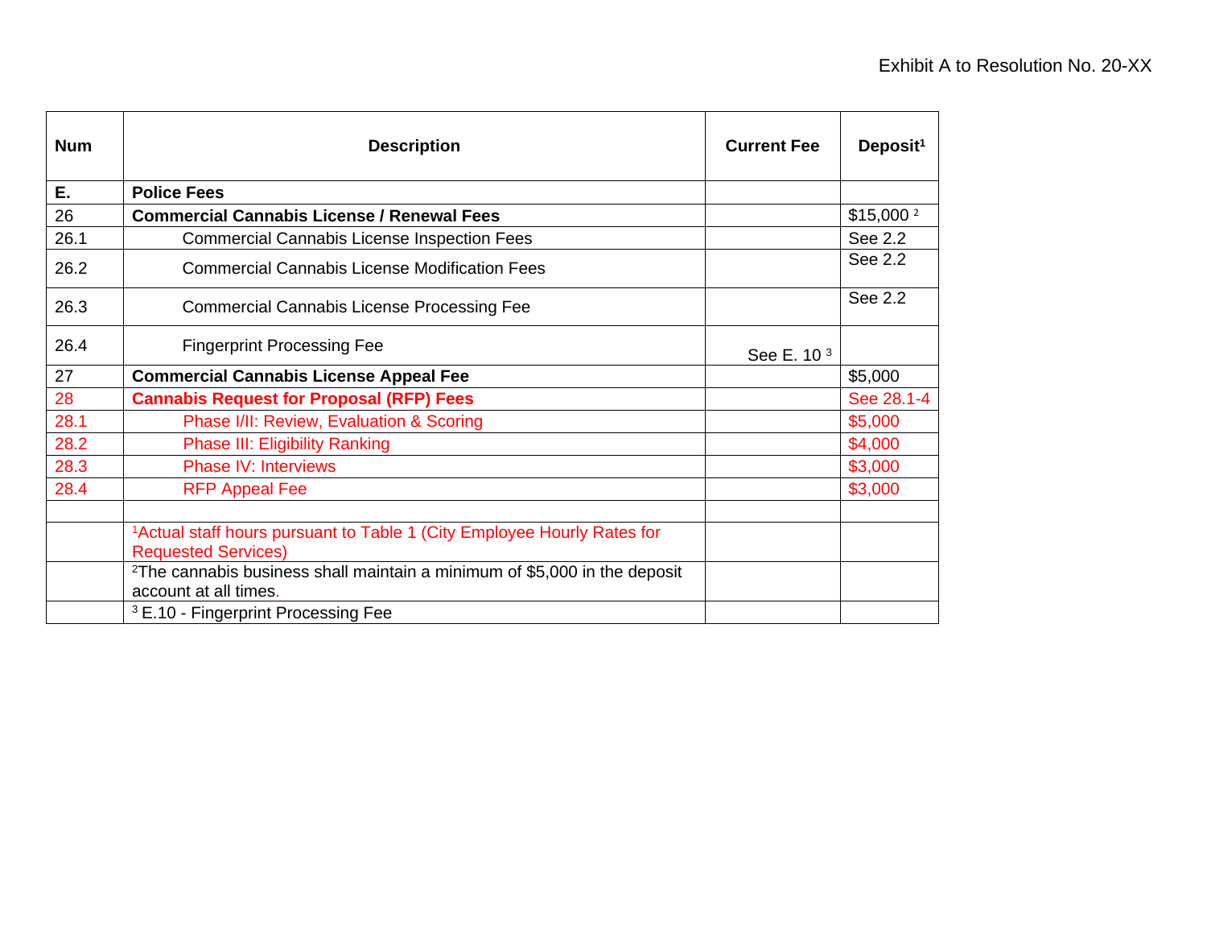Exhibit A to Resolution No. 20-XX

| Num | Description | Current Fee | Deposit[1] |
|---|---|---|---|
| **E.** | **Police Fees** | | |
| 26 | **Commercial Cannabis License / Renewal Fees** | | $15,000 [2] |
| 26.1 | Commercial Cannabis License Inspection Fees | | See 2.2 |
| 26.2 | Commercial Cannabis License Modification Fees | | See 2.2 |
| 26.3 | Commercial Cannabis License Processing Fee | | See 2.2 |
| 26.4 | Fingerprint Processing Fee | See E. 10 [3] | |
| 27 | **Commercial Cannabis License Appeal Fee** | | $5,000 |
| 28 | **Cannabis Request for Proposal (RFP) Fees** | | See 28.1-4 |
| 28.1 | Phase I/II: Review, Evaluation & Scoring | | $5,000 |
| 28.2 | Phase III: Eligibility Ranking | | $4,000 |
| 28.3 | Phase IV: Interviews | | $3,000 |
| 28.4 | RFP Appeal Fee | | $3,000 |
| | | | |
| | [1]Actual staff hours pursuant to Table 1 (City Employee Hourly Rates for Requested Services) | | |
| | [2]The cannabis business shall maintain a minimum of $5,000 in the deposit account at all times. | | |
| | [3] E.10 - Fingerprint Processing Fee | | |